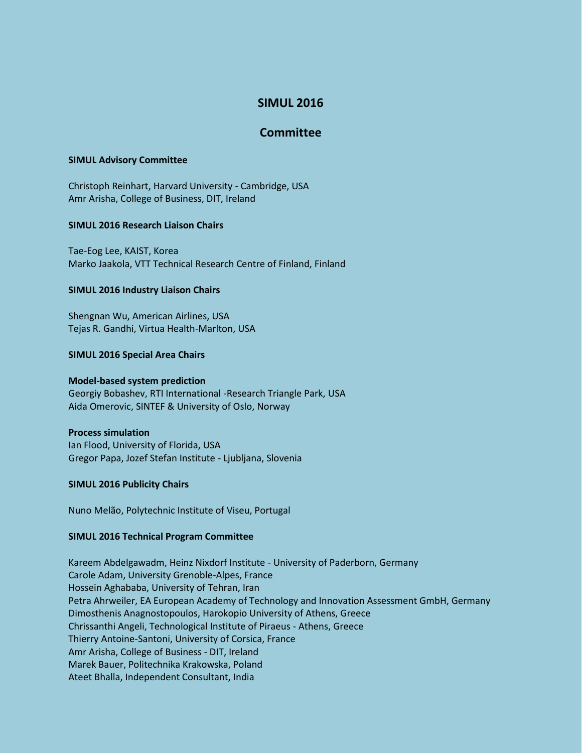# SIMUL 2016

## Committee

**SIMUL Advisory Committee**

Christoph Reinhart, Harvard University - Cambridge, USA
Amr Arisha, College of Business, DIT, Ireland

**SIMUL 2016 Research Liaison Chairs**

Tae-Eog Lee, KAIST, Korea
Marko Jaakola, VTT Technical Research Centre of Finland, Finland

**SIMUL 2016 Industry Liaison Chairs**

Shengnan Wu, American Airlines, USA
Tejas R. Gandhi, Virtua Health-Marlton, USA

**SIMUL 2016 Special Area Chairs**

**Model-based system prediction**
Georgiy Bobashev, RTI International -Research Triangle Park, USA
Aida Omerovic, SINTEF & University of Oslo, Norway

**Process simulation**
Ian Flood, University of Florida, USA
Gregor Papa, Jozef Stefan Institute - Ljubljana, Slovenia

**SIMUL 2016 Publicity Chairs**

Nuno Melão, Polytechnic Institute of Viseu, Portugal

**SIMUL 2016 Technical Program Committee**

Kareem Abdelgawadm, Heinz Nixdorf Institute - University of Paderborn, Germany
Carole Adam, University Grenoble-Alpes, France
Hossein Aghababa, University of Tehran, Iran
Petra Ahrweiler, EA European Academy of Technology and Innovation Assessment GmbH, Germany
Dimosthenis Anagnostopoulos, Harokopio University of Athens, Greece
Chrissanthi Angeli, Technological Institute of Piraeus - Athens, Greece
Thierry Antoine-Santoni, University of Corsica, France
Amr Arisha, College of Business - DIT, Ireland
Marek Bauer, Politechnika Krakowska, Poland
Ateet Bhalla, Independent Consultant, India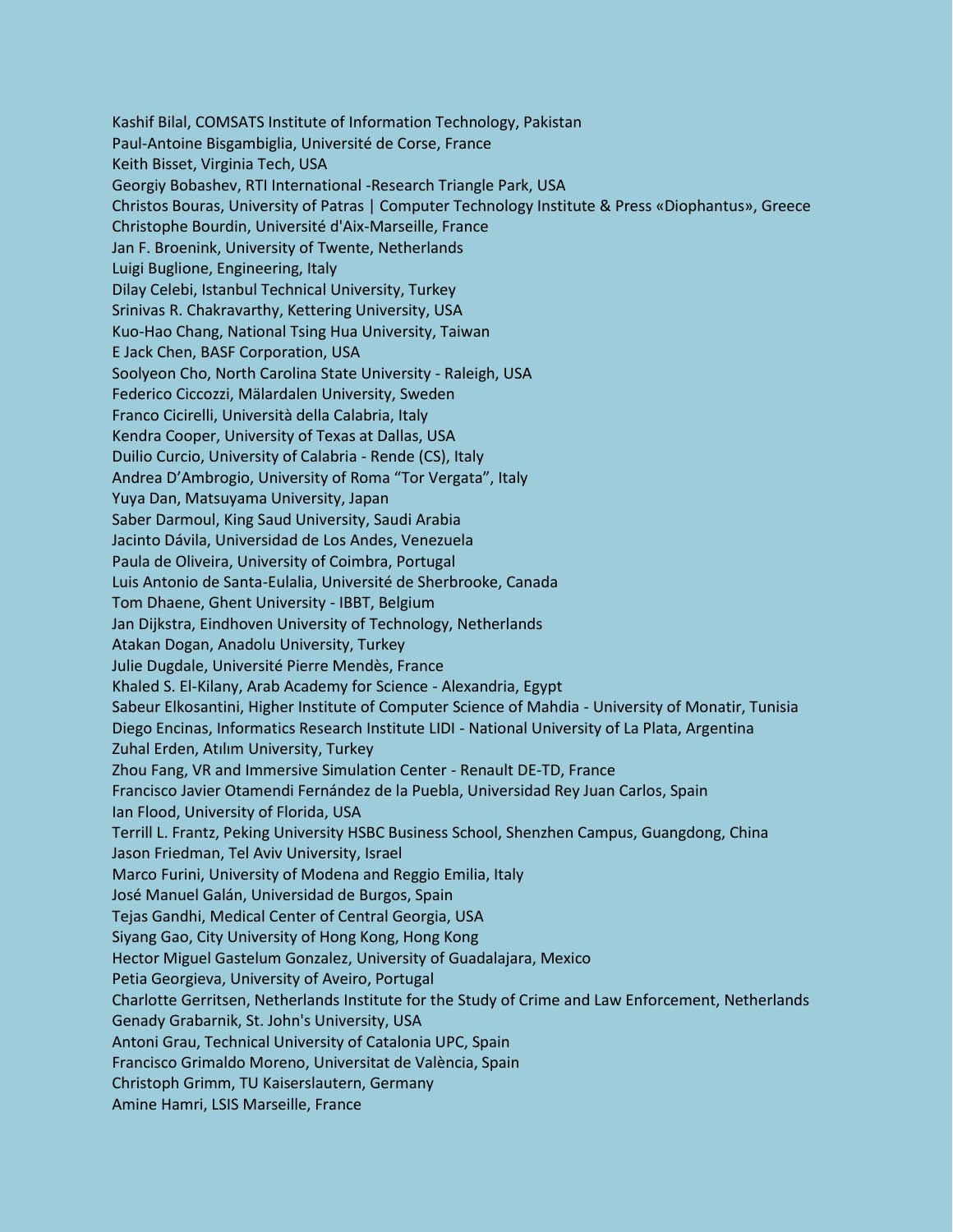Kashif Bilal, COMSATS Institute of Information Technology, Pakistan
Paul-Antoine Bisgambiglia, Université de Corse, France
Keith Bisset, Virginia Tech, USA
Georgiy Bobashev, RTI International -Research Triangle Park, USA
Christos Bouras, University of Patras | Computer Technology Institute & Press «Diophantus», Greece
Christophe Bourdin, Université d'Aix-Marseille, France
Jan F. Broenink, University of Twente, Netherlands
Luigi Buglione, Engineering, Italy
Dilay Celebi, Istanbul Technical University, Turkey
Srinivas R. Chakravarthy, Kettering University, USA
Kuo-Hao Chang, National Tsing Hua University, Taiwan
E Jack Chen, BASF Corporation, USA
Soolyeon Cho, North Carolina State University - Raleigh, USA
Federico Ciccozzi, Mälardalen University, Sweden
Franco Cicirelli, Università della Calabria, Italy
Kendra Cooper, University of Texas at Dallas, USA
Duilio Curcio, University of Calabria - Rende (CS), Italy
Andrea D'Ambrogio, University of Roma "Tor Vergata", Italy
Yuya Dan, Matsuyama University, Japan
Saber Darmoul, King Saud University, Saudi Arabia
Jacinto Dávila, Universidad de Los Andes, Venezuela
Paula de Oliveira, University of Coimbra, Portugal
Luis Antonio de Santa-Eulalia, Université de Sherbrooke, Canada
Tom Dhaene, Ghent University - IBBT, Belgium
Jan Dijkstra, Eindhoven University of Technology, Netherlands
Atakan Dogan, Anadolu University, Turkey
Julie Dugdale, Université Pierre Mendès, France
Khaled S. El-Kilany, Arab Academy for Science - Alexandria, Egypt
Sabeur Elkosantini, Higher Institute of Computer Science of Mahdia - University of Monatir, Tunisia
Diego Encinas, Informatics Research Institute LIDI - National University of La Plata, Argentina
Zuhal Erden, Atılım University, Turkey
Zhou Fang, VR and Immersive Simulation Center - Renault DE-TD, France
Francisco Javier Otamendi Fernández de la Puebla, Universidad Rey Juan Carlos, Spain
Ian Flood, University of Florida, USA
Terrill L. Frantz, Peking University HSBC Business School, Shenzhen Campus, Guangdong, China
Jason Friedman, Tel Aviv University, Israel
Marco Furini, University of Modena and Reggio Emilia, Italy
José Manuel Galán, Universidad de Burgos, Spain
Tejas Gandhi, Medical Center of Central Georgia, USA
Siyang Gao, City University of Hong Kong, Hong Kong
Hector Miguel Gastelum Gonzalez, University of Guadalajara, Mexico
Petia Georgieva, University of Aveiro, Portugal
Charlotte Gerritsen, Netherlands Institute for the Study of Crime and Law Enforcement, Netherlands
Genady Grabarnik, St. John's University, USA
Antoni Grau, Technical University of Catalonia UPC, Spain
Francisco Grimaldo Moreno, Universitat de València, Spain
Christoph Grimm, TU Kaiserslautern, Germany
Amine Hamri, LSIS Marseille, France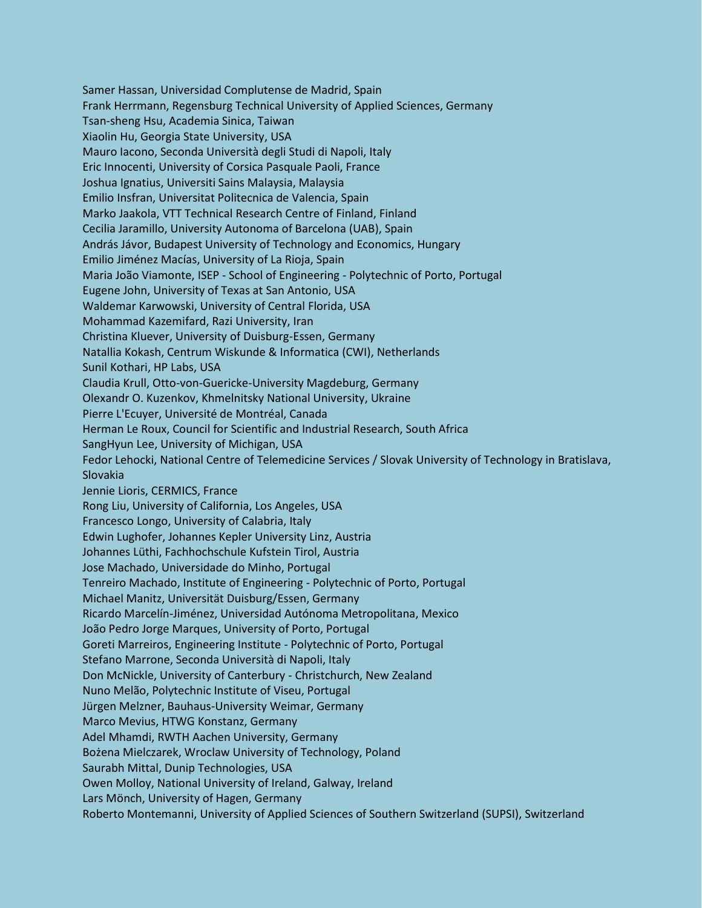Samer Hassan, Universidad Complutense de Madrid, Spain
Frank Herrmann, Regensburg Technical University of Applied Sciences, Germany
Tsan-sheng Hsu, Academia Sinica, Taiwan
Xiaolin Hu, Georgia State University, USA
Mauro Iacono, Seconda Università degli Studi di Napoli, Italy
Eric Innocenti, University of Corsica Pasquale Paoli, France
Joshua Ignatius, Universiti Sains Malaysia, Malaysia
Emilio Insfran, Universitat Politecnica de Valencia, Spain
Marko Jaakola, VTT Technical Research Centre of Finland, Finland
Cecilia Jaramillo, University Autonoma of Barcelona (UAB), Spain
András Jávor, Budapest University of Technology and Economics, Hungary
Emilio Jiménez Macías, University of La Rioja, Spain
Maria João Viamonte, ISEP - School of Engineering - Polytechnic of Porto, Portugal
Eugene John, University of Texas at San Antonio, USA
Waldemar Karwowski, University of Central Florida, USA
Mohammad Kazemifard, Razi University, Iran
Christina Kluever, University of Duisburg-Essen, Germany
Natallia Kokash, Centrum Wiskunde & Informatica (CWI), Netherlands
Sunil Kothari, HP Labs, USA
Claudia Krull, Otto-von-Guericke-University Magdeburg, Germany
Olexandr O. Kuzenkov, Khmelnitsky National University, Ukraine
Pierre L'Ecuyer, Université de Montréal, Canada
Herman Le Roux, Council for Scientific and Industrial Research, South Africa
SangHyun Lee, University of Michigan, USA
Fedor Lehocki, National Centre of Telemedicine Services / Slovak University of Technology in Bratislava, Slovakia
Jennie Lioris, CERMICS, France
Rong Liu, University of California, Los Angeles, USA
Francesco Longo, University of Calabria, Italy
Edwin Lughofer, Johannes Kepler University Linz, Austria
Johannes Lüthi, Fachhochschule Kufstein Tirol, Austria
Jose Machado, Universidade do Minho, Portugal
Tenreiro Machado, Institute of Engineering - Polytechnic of Porto, Portugal
Michael Manitz, Universität Duisburg/Essen, Germany
Ricardo Marcelín-Jiménez, Universidad Autónoma Metropolitana, Mexico
João Pedro Jorge Marques, University of Porto, Portugal
Goreti Marreiros, Engineering Institute - Polytechnic of Porto, Portugal
Stefano Marrone, Seconda Università di Napoli, Italy
Don McNickle, University of Canterbury - Christchurch, New Zealand
Nuno Melão, Polytechnic Institute of Viseu, Portugal
Jürgen Melzner, Bauhaus-University Weimar, Germany
Marco Mevius, HTWG Konstanz, Germany
Adel Mhamdi, RWTH Aachen University, Germany
Bożena Mielczarek, Wroclaw University of Technology, Poland
Saurabh Mittal, Dunip Technologies, USA
Owen Molloy, National University of Ireland, Galway, Ireland
Lars Mönch, University of Hagen, Germany
Roberto Montemanni, University of Applied Sciences of Southern Switzerland (SUPSI), Switzerland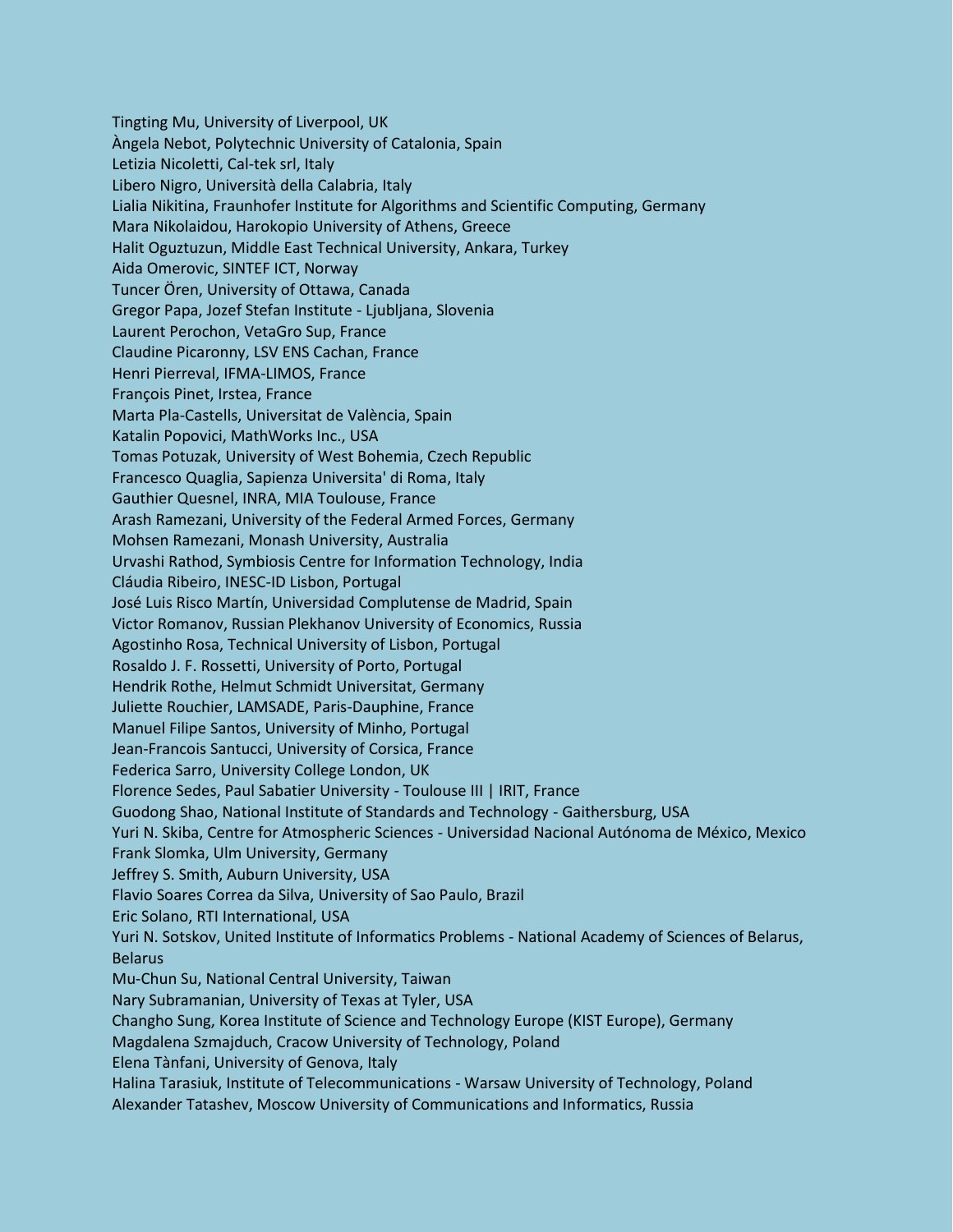Tingting Mu, University of Liverpool, UK
Àngela Nebot, Polytechnic University of Catalonia, Spain
Letizia Nicoletti, Cal-tek srl, Italy
Libero Nigro, Università della Calabria, Italy
Lialia Nikitina, Fraunhofer Institute for Algorithms and Scientific Computing, Germany
Mara Nikolaidou, Harokopio University of Athens, Greece
Halit Oguztuzun, Middle East Technical University, Ankara, Turkey
Aida Omerovic, SINTEF ICT, Norway
Tuncer Ören, University of Ottawa, Canada
Gregor Papa, Jozef Stefan Institute - Ljubljana, Slovenia
Laurent Perochon, VetaGro Sup, France
Claudine Picaronny, LSV ENS Cachan, France
Henri Pierreval, IFMA-LIMOS, France
François Pinet, Irstea, France
Marta Pla-Castells, Universitat de València, Spain
Katalin Popovici, MathWorks Inc., USA
Tomas Potuzak, University of West Bohemia, Czech Republic
Francesco Quaglia, Sapienza Universita' di Roma, Italy
Gauthier Quesnel, INRA, MIA Toulouse, France
Arash Ramezani, University of the Federal Armed Forces, Germany
Mohsen Ramezani, Monash University, Australia
Urvashi Rathod, Symbiosis Centre for Information Technology, India
Cláudia Ribeiro, INESC-ID Lisbon, Portugal
José Luis Risco Martín, Universidad Complutense de Madrid, Spain
Victor Romanov, Russian Plekhanov University of Economics, Russia
Agostinho Rosa, Technical University of Lisbon, Portugal
Rosaldo J. F. Rossetti, University of Porto, Portugal
Hendrik Rothe, Helmut Schmidt Universitat, Germany
Juliette Rouchier, LAMSADE, Paris-Dauphine, France
Manuel Filipe Santos, University of Minho, Portugal
Jean-Francois Santucci, University of Corsica, France
Federica Sarro, University College London, UK
Florence Sedes, Paul Sabatier University - Toulouse III | IRIT, France
Guodong Shao, National Institute of Standards and Technology - Gaithersburg, USA
Yuri N. Skiba, Centre for Atmospheric Sciences - Universidad Nacional Autónoma de México, Mexico
Frank Slomka, Ulm University, Germany
Jeffrey S. Smith, Auburn University, USA
Flavio Soares Correa da Silva, University of Sao Paulo, Brazil
Eric Solano, RTI International, USA
Yuri N. Sotskov, United Institute of Informatics Problems - National Academy of Sciences of Belarus, Belarus
Mu-Chun Su, National Central University, Taiwan
Nary Subramanian, University of Texas at Tyler, USA
Changho Sung, Korea Institute of Science and Technology Europe (KIST Europe), Germany
Magdalena Szmajduch, Cracow University of Technology, Poland
Elena Tànfani, University of Genova, Italy
Halina Tarasiuk, Institute of Telecommunications - Warsaw University of Technology, Poland
Alexander Tatashev, Moscow University of Communications and Informatics, Russia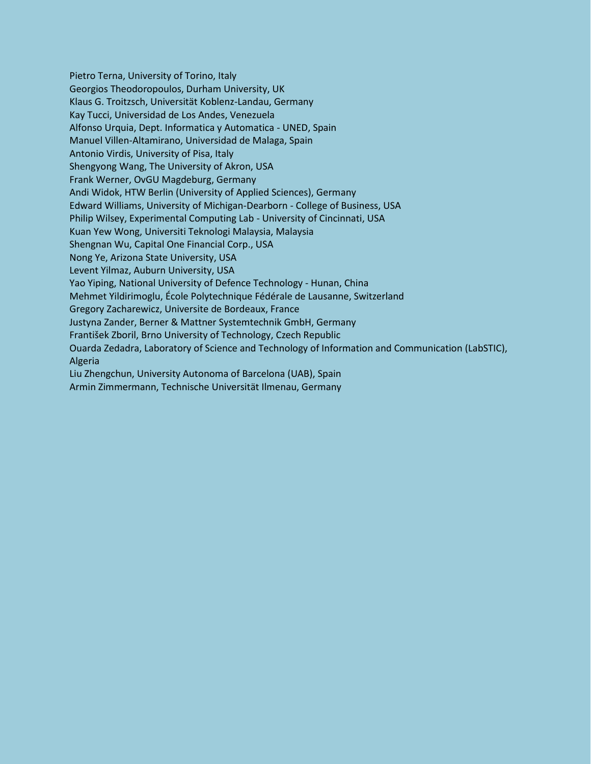Pietro Terna, University of Torino, Italy  
Georgios Theodoropoulos, Durham University, UK  
Klaus G. Troitzsch, Universität Koblenz-Landau, Germany  
Kay Tucci, Universidad de Los Andes, Venezuela  
Alfonso Urquia, Dept. Informatica y Automatica - UNED, Spain  
Manuel Villen-Altamirano, Universidad de Malaga, Spain  
Antonio Virdis, University of Pisa, Italy  
Shengyong Wang, The University of Akron, USA  
Frank Werner, OvGU Magdeburg, Germany  
Andi Widok, HTW Berlin (University of Applied Sciences), Germany  
Edward Williams, University of Michigan-Dearborn - College of Business, USA  
Philip Wilsey, Experimental Computing Lab - University of Cincinnati, USA  
Kuan Yew Wong, Universiti Teknologi Malaysia, Malaysia  
Shengnan Wu, Capital One Financial Corp., USA  
Nong Ye, Arizona State University, USA  
Levent Yilmaz, Auburn University, USA  
Yao Yiping, National University of Defence Technology - Hunan, China  
Mehmet Yildirimoglu, École Polytechnique Fédérale de Lausanne, Switzerland  
Gregory Zacharewicz, Universite de Bordeaux, France  
Justyna Zander, Berner & Mattner Systemtechnik GmbH, Germany  
František Zboril, Brno University of Technology, Czech Republic  
Ouarda Zedadra, Laboratory of Science and Technology of Information and Communication (LabSTIC), Algeria  
Liu Zhengchun, University Autonoma of Barcelona (UAB), Spain  
Armin Zimmermann, Technische Universität Ilmenau, Germany